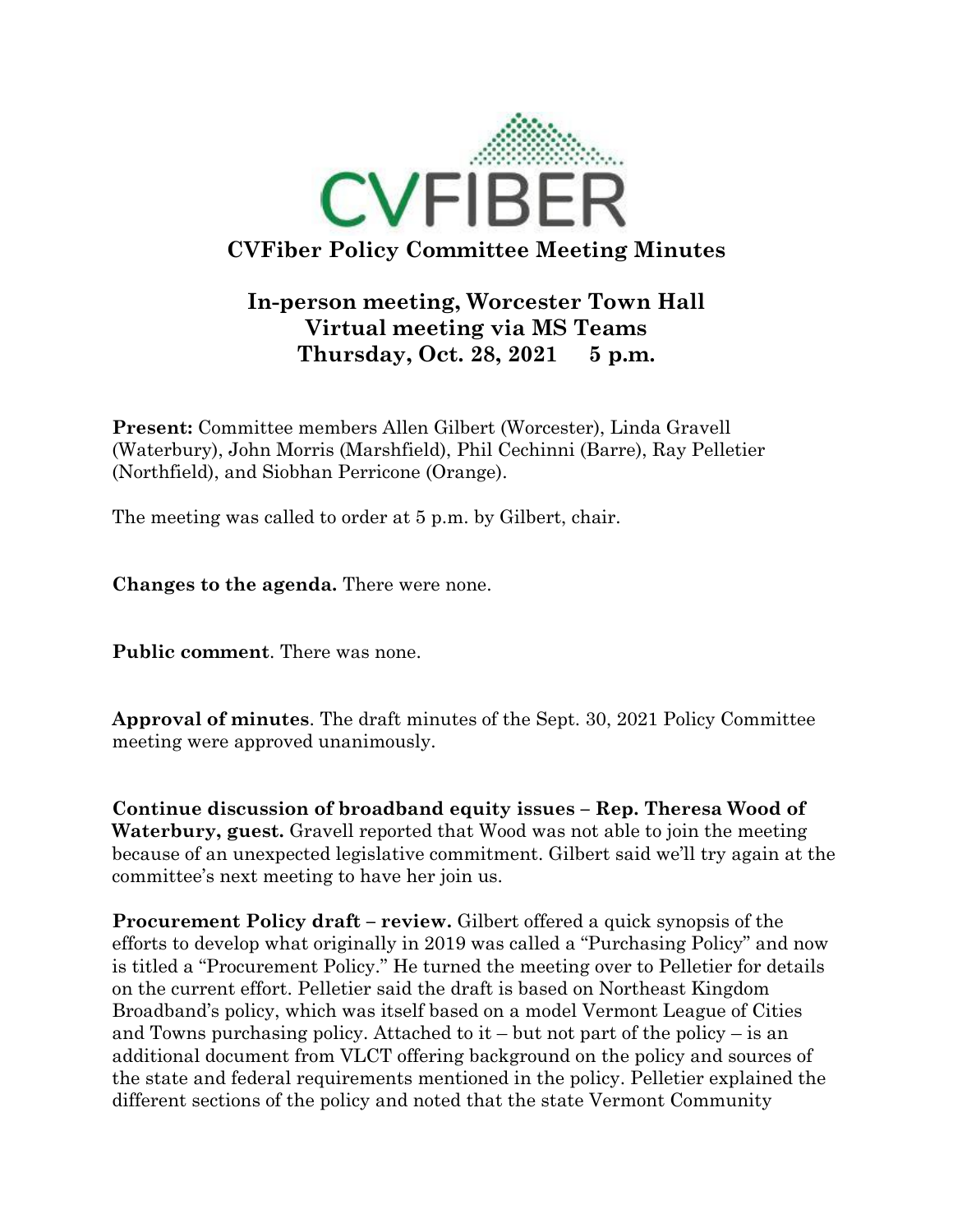# CVFiber Policy Committee Meeting Minutes

## In-person meeting, Worcester Town Hall
## Virtual meeting via MS Teams
## Thursday, Oct. 28, 2021 5 p.m.

**Present:** Committee members Allen Gilbert (Worcester), Linda Gravell (Waterbury), John Morris (Marshfield), Phil Cechinni (Barre), Ray Pelletier (Northfield), and Siobhan Perricone (Orange).

The meeting was called to order at 5 p.m. by Gilbert, chair.

**Changes to the agenda.** There were none.

**Public comment**. There was none.

**Approval of minutes**. The draft minutes of the Sept. 30, 2021 Policy Committee meeting were approved unanimously.

**Continue discussion of broadband equity issues – Rep. Theresa Wood of Waterbury, guest.** Gravell reported that Wood was not able to join the meeting because of an unexpected legislative commitment. Gilbert said we'll try again at the committee's next meeting to have her join us.

**Procurement Policy draft – review.** Gilbert offered a quick synopsis of the efforts to develop what originally in 2019 was called a "Purchasing Policy" and now is titled a "Procurement Policy." He turned the meeting over to Pelletier for details on the current effort. Pelletier said the draft is based on Northeast Kingdom Broadband's policy, which was itself based on a model Vermont League of Cities and Towns purchasing policy. Attached to it – but not part of the policy – is an additional document from VLCT offering background on the policy and sources of the state and federal requirements mentioned in the policy. Pelletier explained the different sections of the policy and noted that the state Vermont Community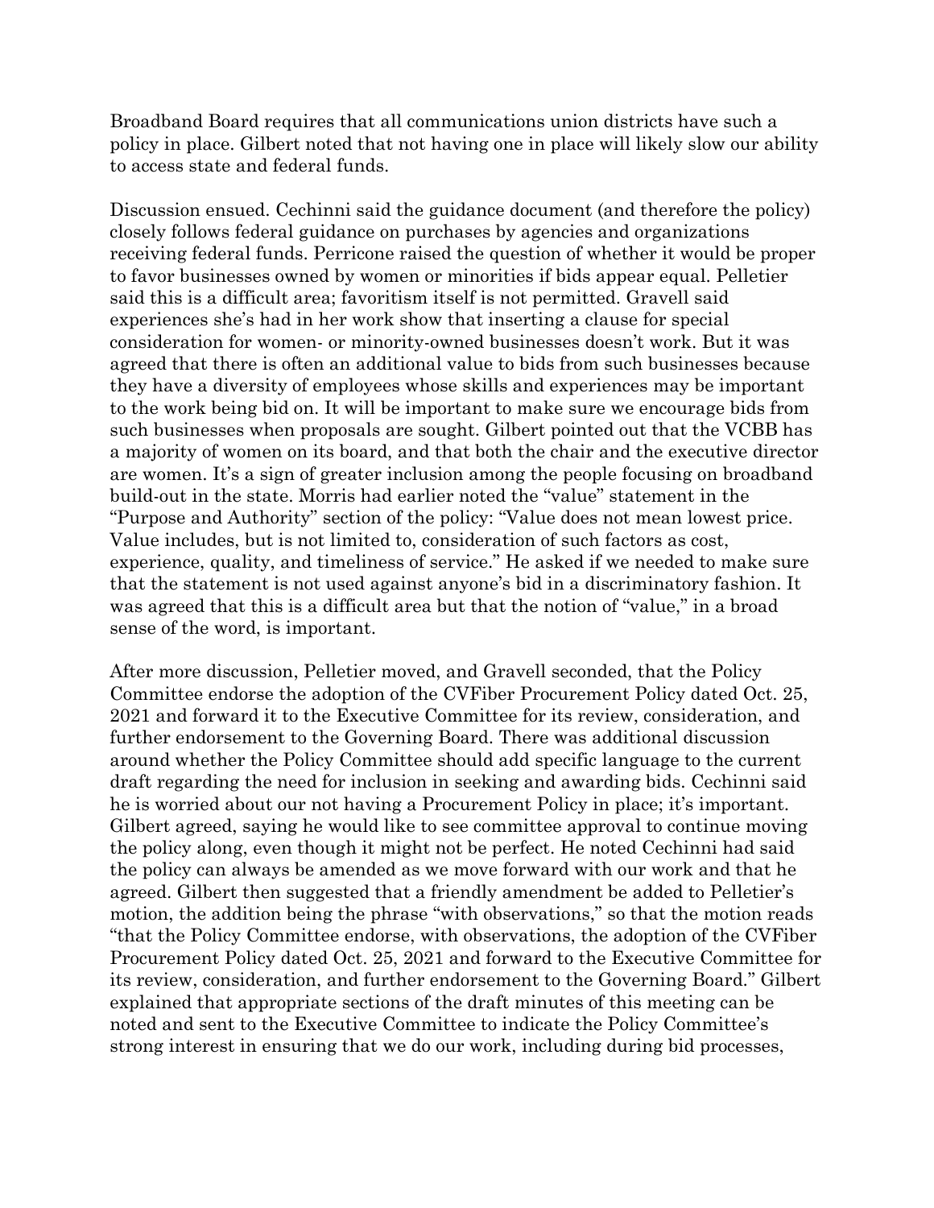Broadband Board requires that all communications union districts have such a policy in place. Gilbert noted that not having one in place will likely slow our ability to access state and federal funds.

Discussion ensued. Cechinni said the guidance document (and therefore the policy) closely follows federal guidance on purchases by agencies and organizations receiving federal funds. Perricone raised the question of whether it would be proper to favor businesses owned by women or minorities if bids appear equal. Pelletier said this is a difficult area; favoritism itself is not permitted. Gravell said experiences she's had in her work show that inserting a clause for special consideration for women- or minority-owned businesses doesn't work. But it was agreed that there is often an additional value to bids from such businesses because they have a diversity of employees whose skills and experiences may be important to the work being bid on. It will be important to make sure we encourage bids from such businesses when proposals are sought. Gilbert pointed out that the VCBB has a majority of women on its board, and that both the chair and the executive director are women. It's a sign of greater inclusion among the people focusing on broadband build-out in the state. Morris had earlier noted the "value" statement in the "Purpose and Authority" section of the policy: "Value does not mean lowest price. Value includes, but is not limited to, consideration of such factors as cost, experience, quality, and timeliness of service." He asked if we needed to make sure that the statement is not used against anyone's bid in a discriminatory fashion. It was agreed that this is a difficult area but that the notion of "value," in a broad sense of the word, is important.

After more discussion, Pelletier moved, and Gravell seconded, that the Policy Committee endorse the adoption of the CVFiber Procurement Policy dated Oct. 25, 2021 and forward it to the Executive Committee for its review, consideration, and further endorsement to the Governing Board. There was additional discussion around whether the Policy Committee should add specific language to the current draft regarding the need for inclusion in seeking and awarding bids. Cechinni said he is worried about our not having a Procurement Policy in place; it's important. Gilbert agreed, saying he would like to see committee approval to continue moving the policy along, even though it might not be perfect. He noted Cechinni had said the policy can always be amended as we move forward with our work and that he agreed. Gilbert then suggested that a friendly amendment be added to Pelletier's motion, the addition being the phrase "with observations," so that the motion reads "that the Policy Committee endorse, with observations, the adoption of the CVFiber Procurement Policy dated Oct. 25, 2021 and forward to the Executive Committee for its review, consideration, and further endorsement to the Governing Board." Gilbert explained that appropriate sections of the draft minutes of this meeting can be noted and sent to the Executive Committee to indicate the Policy Committee's strong interest in ensuring that we do our work, including during bid processes,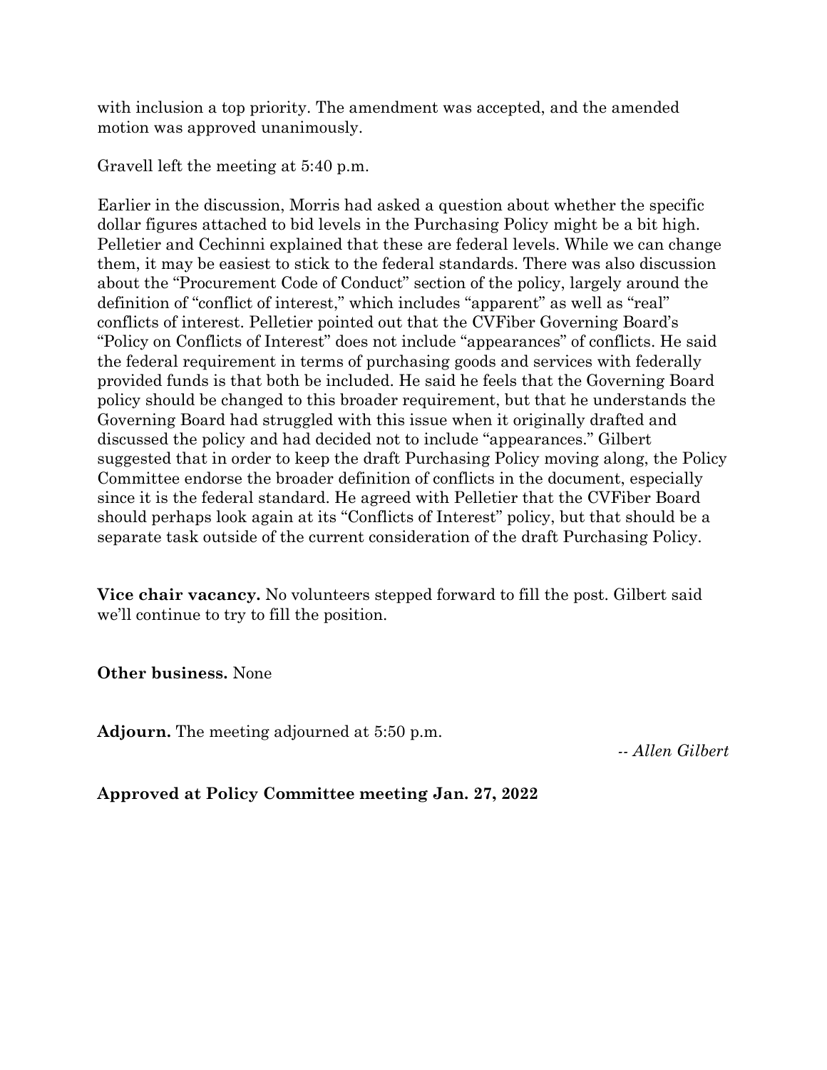with inclusion a top priority. The amendment was accepted, and the amended motion was approved unanimously.

Gravell left the meeting at 5:40 p.m.

Earlier in the discussion, Morris had asked a question about whether the specific dollar figures attached to bid levels in the Purchasing Policy might be a bit high. Pelletier and Cechinni explained that these are federal levels. While we can change them, it may be easiest to stick to the federal standards. There was also discussion about the "Procurement Code of Conduct" section of the policy, largely around the definition of "conflict of interest," which includes "apparent" as well as "real" conflicts of interest. Pelletier pointed out that the CVFiber Governing Board's "Policy on Conflicts of Interest" does not include "appearances" of conflicts. He said the federal requirement in terms of purchasing goods and services with federally provided funds is that both be included. He said he feels that the Governing Board policy should be changed to this broader requirement, but that he understands the Governing Board had struggled with this issue when it originally drafted and discussed the policy and had decided not to include "appearances." Gilbert suggested that in order to keep the draft Purchasing Policy moving along, the Policy Committee endorse the broader definition of conflicts in the document, especially since it is the federal standard. He agreed with Pelletier that the CVFiber Board should perhaps look again at its "Conflicts of Interest" policy, but that should be a separate task outside of the current consideration of the draft Purchasing Policy.

**Vice chair vacancy.** No volunteers stepped forward to fill the post. Gilbert said we'll continue to try to fill the position.

**Other business.** None

**Adjourn.** The meeting adjourned at 5:50 p.m.

*-- Allen Gilbert*

**Approved at Policy Committee meeting Jan. 27, 2022**